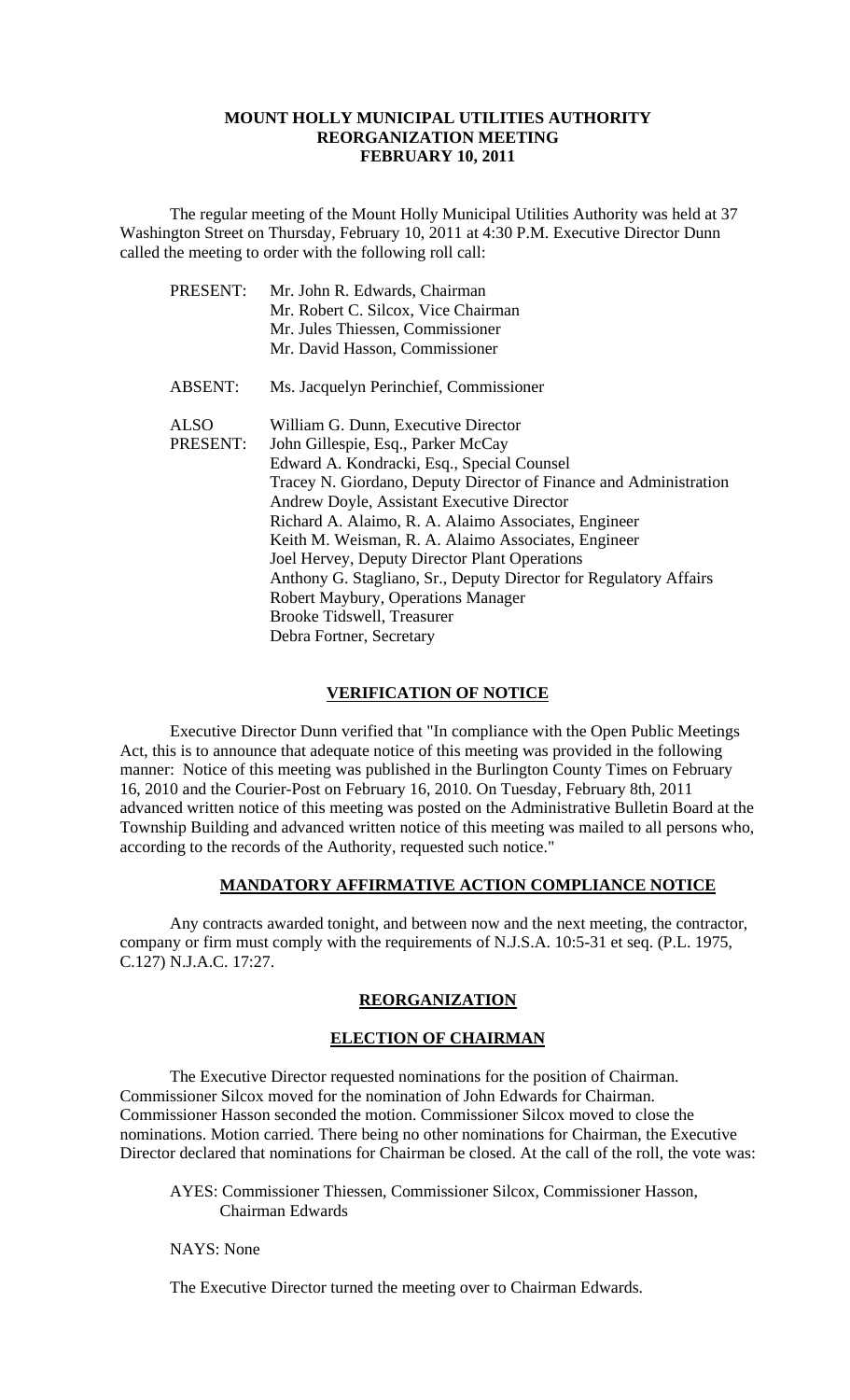# MOUNT HOLLY MUNICIPAL UTILITIES AUTHORITY
## REORGANIZATION MEETING
## FEBRUARY 10, 2011

The regular meeting of the Mount Holly Municipal Utilities Authority was held at 37 Washington Street on Thursday, February 10, 2011 at 4:30 P.M. Executive Director Dunn called the meeting to order with the following roll call:

| | |
|---|---|
| PRESENT: | Mr. John R. Edwards, Chairman<br>Mr. Robert C. Silcox, Vice Chairman<br>Mr. Jules Thiessen, Commissioner<br>Mr. David Hasson, Commissioner |
| ABSENT: | Ms. Jacquelyn Perinchief, Commissioner |
| ALSO PRESENT: | William G. Dunn, Executive Director<br>John Gillespie, Esq., Parker McCay<br>Edward A. Kondracki, Esq., Special Counsel<br>Tracey N. Giordano, Deputy Director of Finance and Administration<br>Andrew Doyle, Assistant Executive Director<br>Richard A. Alaimo, R. A. Alaimo Associates, Engineer<br>Keith M. Weisman, R. A. Alaimo Associates, Engineer<br>Joel Hervey, Deputy Director Plant Operations<br>Anthony G. Stagliano, Sr., Deputy Director for Regulatory Affairs<br>Robert Maybury, Operations Manager<br>Brooke Tidswell, Treasurer<br>Debra Fortner, Secretary |

### VERIFICATION OF NOTICE

Executive Director Dunn verified that "In compliance with the Open Public Meetings Act, this is to announce that adequate notice of this meeting was provided in the following manner: Notice of this meeting was published in the Burlington County Times on February 16, 2010 and the Courier-Post on February 16, 2010. On Tuesday, February 8th, 2011 advanced written notice of this meeting was posted on the Administrative Bulletin Board at the Township Building and advanced written notice of this meeting was mailed to all persons who, according to the records of the Authority, requested such notice."

### MANDATORY AFFIRMATIVE ACTION COMPLIANCE NOTICE

Any contracts awarded tonight, and between now and the next meeting, the contractor, company or firm must comply with the requirements of N.J.S.A. 10:5-31 et seq. (P.L. 1975, C.127) N.J.A.C. 17:27.

### REORGANIZATION

### ELECTION OF CHAIRMAN

The Executive Director requested nominations for the position of Chairman. Commissioner Silcox moved for the nomination of John Edwards for Chairman. Commissioner Hasson seconded the motion. Commissioner Silcox moved to close the nominations. Motion carried. There being no other nominations for Chairman, the Executive Director declared that nominations for Chairman be closed. At the call of the roll, the vote was:

AYES: Commissioner Thiessen, Commissioner Silcox, Commissioner Hasson, Chairman Edwards

NAYS: None

The Executive Director turned the meeting over to Chairman Edwards.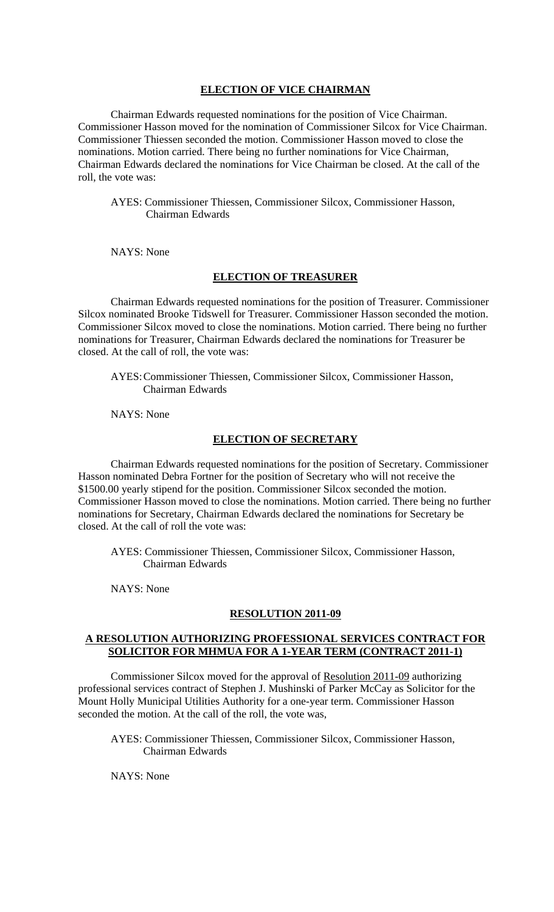## ELECTION OF VICE CHAIRMAN

Chairman Edwards requested nominations for the position of Vice Chairman. Commissioner Hasson moved for the nomination of Commissioner Silcox for Vice Chairman. Commissioner Thiessen seconded the motion. Commissioner Hasson moved to close the nominations. Motion carried. There being no further nominations for Vice Chairman, Chairman Edwards declared the nominations for Vice Chairman be closed. At the call of the roll, the vote was:

AYES: Commissioner Thiessen, Commissioner Silcox, Commissioner Hasson, Chairman Edwards

NAYS: None

## ELECTION OF TREASURER

Chairman Edwards requested nominations for the position of Treasurer. Commissioner Silcox nominated Brooke Tidswell for Treasurer. Commissioner Hasson seconded the motion. Commissioner Silcox moved to close the nominations. Motion carried. There being no further nominations for Treasurer, Chairman Edwards declared the nominations for Treasurer be closed. At the call of roll, the vote was:

AYES: Commissioner Thiessen, Commissioner Silcox, Commissioner Hasson, Chairman Edwards

NAYS: None

## ELECTION OF SECRETARY

Chairman Edwards requested nominations for the position of Secretary. Commissioner Hasson nominated Debra Fortner for the position of Secretary who will not receive the \$1500.00 yearly stipend for the position. Commissioner Silcox seconded the motion. Commissioner Hasson moved to close the nominations. Motion carried. There being no further nominations for Secretary, Chairman Edwards declared the nominations for Secretary be closed. At the call of roll the vote was:

AYES: Commissioner Thiessen, Commissioner Silcox, Commissioner Hasson, Chairman Edwards

NAYS: None

## RESOLUTION 2011-09

## A RESOLUTION AUTHORIZING PROFESSIONAL SERVICES CONTRACT FOR SOLICITOR FOR MHMUA FOR A 1-YEAR TERM (CONTRACT 2011-1)

Commissioner Silcox moved for the approval of Resolution 2011-09 authorizing professional services contract of Stephen J. Mushinski of Parker McCay as Solicitor for the Mount Holly Municipal Utilities Authority for a one-year term. Commissioner Hasson seconded the motion. At the call of the roll, the vote was,

AYES: Commissioner Thiessen, Commissioner Silcox, Commissioner Hasson, Chairman Edwards

NAYS: None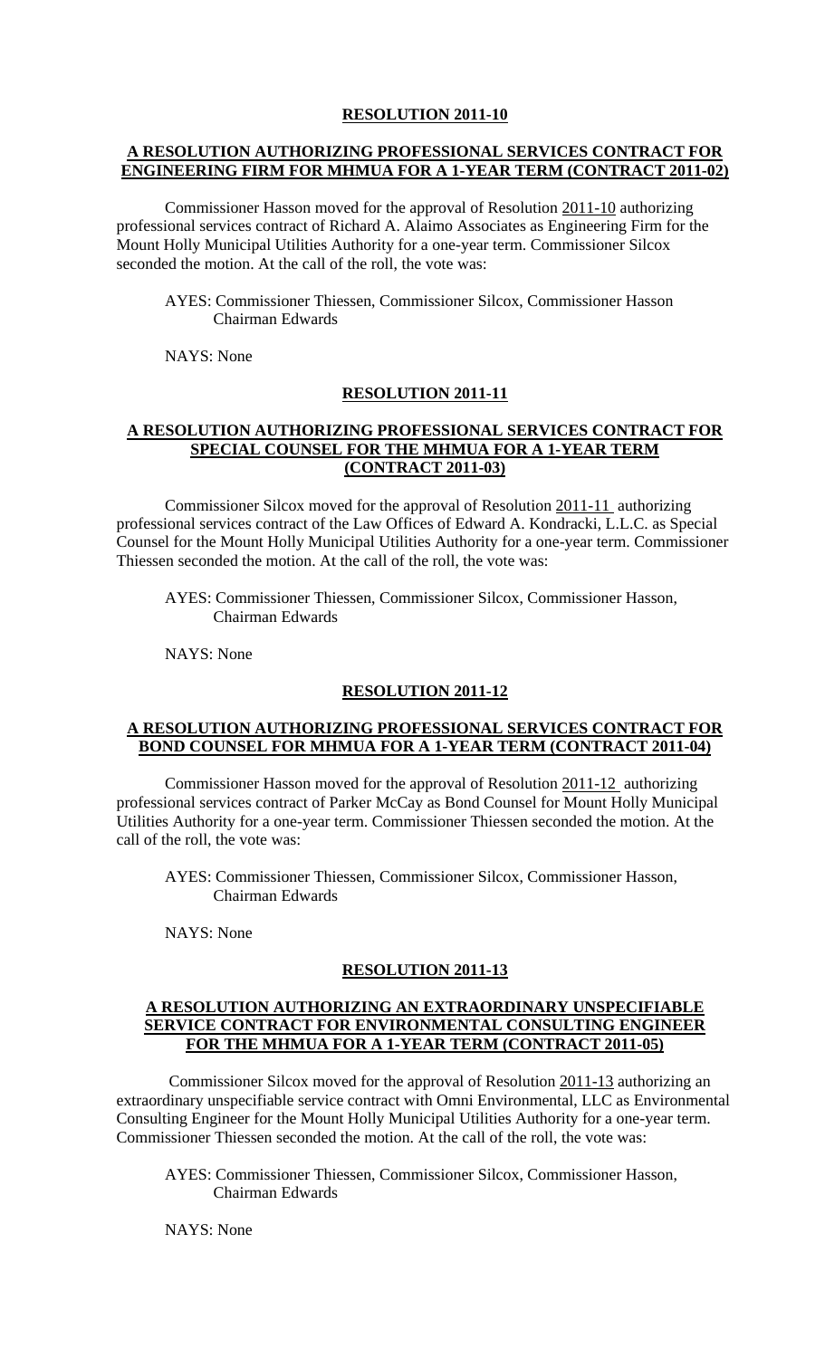**RESOLUTION 2011-10**

**A RESOLUTION AUTHORIZING PROFESSIONAL SERVICES CONTRACT FOR ENGINEERING FIRM FOR MHMUA FOR A 1-YEAR TERM (CONTRACT 2011-02)**

Commissioner Hasson moved for the approval of Resolution 2011-10 authorizing professional services contract of Richard A. Alaimo Associates as Engineering Firm for the Mount Holly Municipal Utilities Authority for a one-year term. Commissioner Silcox seconded the motion. At the call of the roll, the vote was:

AYES: Commissioner Thiessen, Commissioner Silcox, Commissioner Hasson Chairman Edwards

NAYS: None

**RESOLUTION 2011-11**

**A RESOLUTION AUTHORIZING PROFESSIONAL SERVICES CONTRACT FOR SPECIAL COUNSEL FOR THE MHMUA FOR A 1-YEAR TERM (CONTRACT 2011-03)**

Commissioner Silcox moved for the approval of Resolution 2011-11 authorizing professional services contract of the Law Offices of Edward A. Kondracki, L.L.C. as Special Counsel for the Mount Holly Municipal Utilities Authority for a one-year term. Commissioner Thiessen seconded the motion. At the call of the roll, the vote was:

AYES: Commissioner Thiessen, Commissioner Silcox, Commissioner Hasson, Chairman Edwards

NAYS: None

**RESOLUTION 2011-12**

**A RESOLUTION AUTHORIZING PROFESSIONAL SERVICES CONTRACT FOR BOND COUNSEL FOR MHMUA FOR A 1-YEAR TERM (CONTRACT 2011-04)**

Commissioner Hasson moved for the approval of Resolution 2011-12 authorizing professional services contract of Parker McCay as Bond Counsel for Mount Holly Municipal Utilities Authority for a one-year term. Commissioner Thiessen seconded the motion. At the call of the roll, the vote was:

AYES: Commissioner Thiessen, Commissioner Silcox, Commissioner Hasson, Chairman Edwards

NAYS: None

**RESOLUTION 2011-13**

**A RESOLUTION AUTHORIZING AN EXTRAORDINARY UNSPECIFIABLE SERVICE CONTRACT FOR ENVIRONMENTAL CONSULTING ENGINEER FOR THE MHMUA FOR A 1-YEAR TERM (CONTRACT 2011-05)**

Commissioner Silcox moved for the approval of Resolution 2011-13 authorizing an extraordinary unspecifiable service contract with Omni Environmental, LLC as Environmental Consulting Engineer for the Mount Holly Municipal Utilities Authority for a one-year term. Commissioner Thiessen seconded the motion. At the call of the roll, the vote was:

AYES: Commissioner Thiessen, Commissioner Silcox, Commissioner Hasson, Chairman Edwards

NAYS: None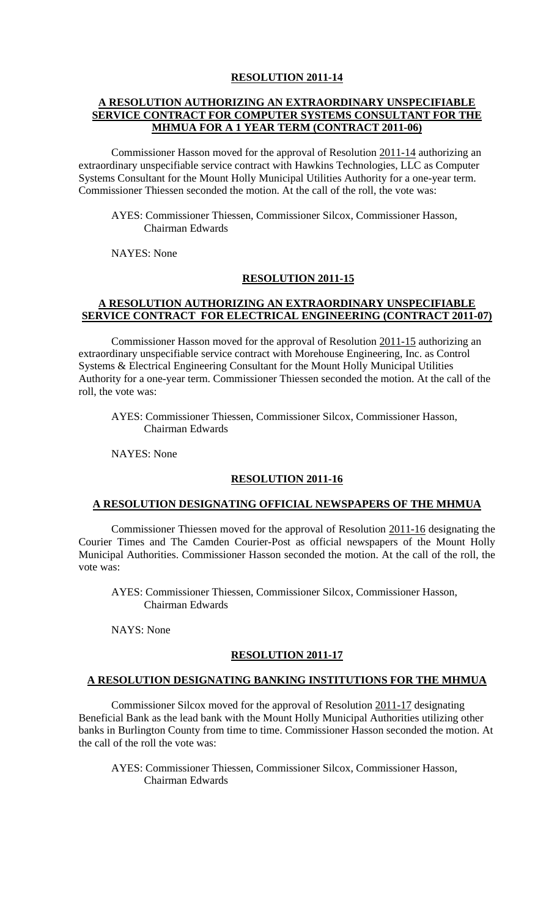**RESOLUTION 2011-14**

**A RESOLUTION AUTHORIZING AN EXTRAORDINARY UNSPECIFIABLE SERVICE CONTRACT FOR COMPUTER SYSTEMS CONSULTANT FOR THE MHMUA FOR A 1 YEAR TERM (CONTRACT 2011-06)**

Commissioner Hasson moved for the approval of Resolution 2011-14 authorizing an extraordinary unspecifiable service contract with Hawkins Technologies, LLC as Computer Systems Consultant for the Mount Holly Municipal Utilities Authority for a one-year term. Commissioner Thiessen seconded the motion. At the call of the roll, the vote was:

AYES: Commissioner Thiessen, Commissioner Silcox, Commissioner Hasson, Chairman Edwards

NAYES: None

**RESOLUTION 2011-15**

**A RESOLUTION AUTHORIZING AN EXTRAORDINARY UNSPECIFIABLE SERVICE CONTRACT FOR ELECTRICAL ENGINEERING (CONTRACT 2011-07)**

Commissioner Hasson moved for the approval of Resolution 2011-15 authorizing an extraordinary unspecifiable service contract with Morehouse Engineering, Inc. as Control Systems & Electrical Engineering Consultant for the Mount Holly Municipal Utilities Authority for a one-year term. Commissioner Thiessen seconded the motion. At the call of the roll, the vote was:

AYES: Commissioner Thiessen, Commissioner Silcox, Commissioner Hasson, Chairman Edwards

NAYES: None

**RESOLUTION 2011-16**

**A RESOLUTION DESIGNATING OFFICIAL NEWSPAPERS OF THE MHMUA**

Commissioner Thiessen moved for the approval of Resolution 2011-16 designating the Courier Times and The Camden Courier-Post as official newspapers of the Mount Holly Municipal Authorities. Commissioner Hasson seconded the motion. At the call of the roll, the vote was:

AYES: Commissioner Thiessen, Commissioner Silcox, Commissioner Hasson, Chairman Edwards

NAYS: None

**RESOLUTION 2011-17**

**A RESOLUTION DESIGNATING BANKING INSTITUTIONS FOR THE MHMUA**

Commissioner Silcox moved for the approval of Resolution 2011-17 designating Beneficial Bank as the lead bank with the Mount Holly Municipal Authorities utilizing other banks in Burlington County from time to time. Commissioner Hasson seconded the motion. At the call of the roll the vote was:

AYES: Commissioner Thiessen, Commissioner Silcox, Commissioner Hasson, Chairman Edwards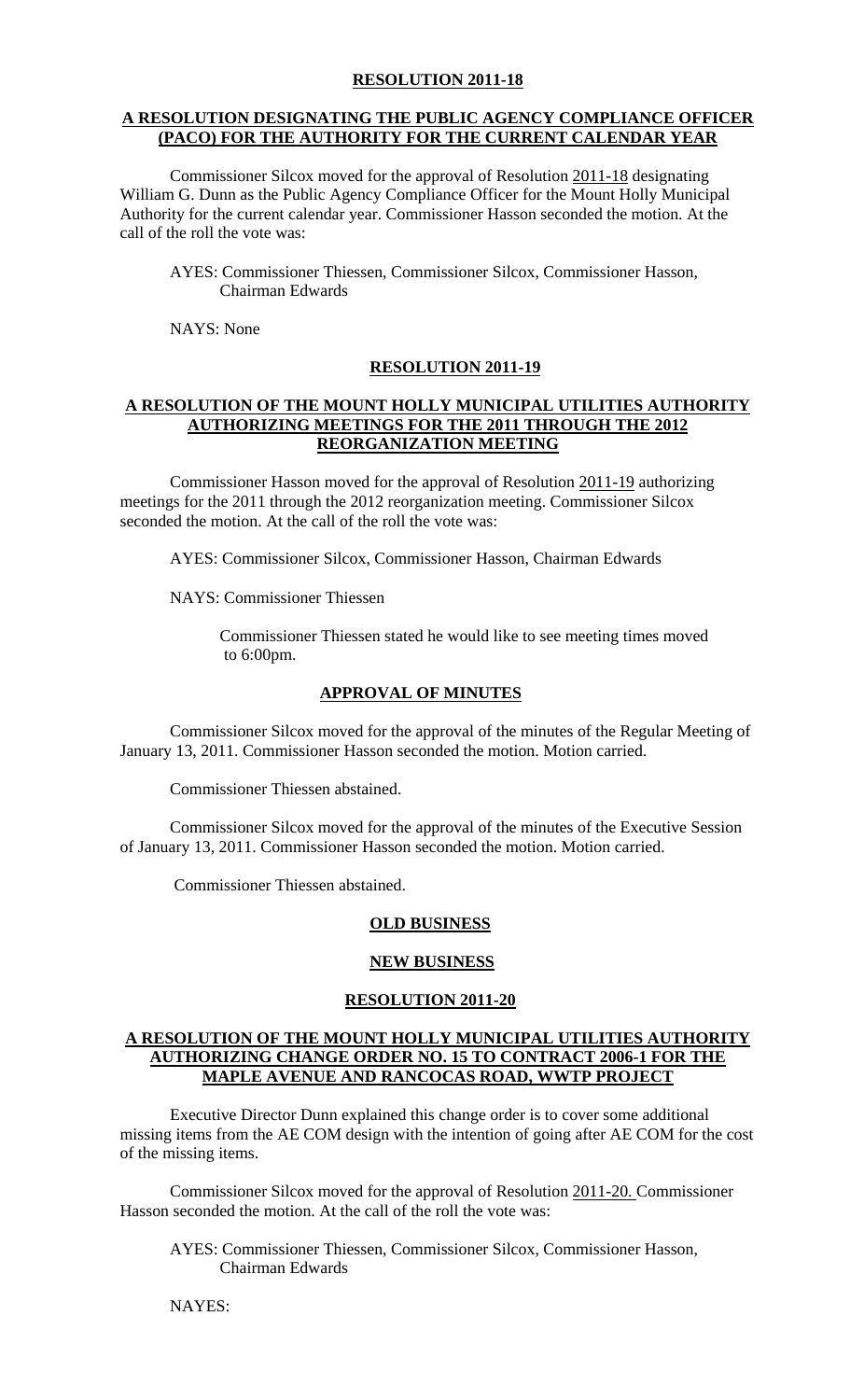**RESOLUTION 2011-18**

**A RESOLUTION DESIGNATING THE PUBLIC AGENCY COMPLIANCE OFFICER (PACO) FOR THE AUTHORITY FOR THE CURRENT CALENDAR YEAR**

Commissioner Silcox moved for the approval of Resolution 2011-18 designating William G. Dunn as the Public Agency Compliance Officer for the Mount Holly Municipal Authority for the current calendar year. Commissioner Hasson seconded the motion. At the call of the roll the vote was:

AYES: Commissioner Thiessen, Commissioner Silcox, Commissioner Hasson, Chairman Edwards

NAYS: None

**RESOLUTION 2011-19**

**A RESOLUTION OF THE MOUNT HOLLY MUNICIPAL UTILITIES AUTHORITY AUTHORIZING MEETINGS FOR THE 2011 THROUGH THE 2012 REORGANIZATION MEETING**

Commissioner Hasson moved for the approval of Resolution 2011-19 authorizing meetings for the 2011 through the 2012 reorganization meeting. Commissioner Silcox seconded the motion. At the call of the roll the vote was:

AYES: Commissioner Silcox, Commissioner Hasson, Chairman Edwards

NAYS: Commissioner Thiessen

Commissioner Thiessen stated he would like to see meeting times moved to 6:00pm.

**APPROVAL OF MINUTES**

Commissioner Silcox moved for the approval of the minutes of the Regular Meeting of January 13, 2011. Commissioner Hasson seconded the motion. Motion carried.

Commissioner Thiessen abstained.

Commissioner Silcox moved for the approval of the minutes of the Executive Session of January 13, 2011. Commissioner Hasson seconded the motion. Motion carried.

Commissioner Thiessen abstained.

**OLD BUSINESS**

**NEW BUSINESS**

**RESOLUTION 2011-20**

**A RESOLUTION OF THE MOUNT HOLLY MUNICIPAL UTILITIES AUTHORITY AUTHORIZING CHANGE ORDER NO. 15 TO CONTRACT 2006-1 FOR THE MAPLE AVENUE AND RANCOCAS ROAD, WWTP PROJECT**

Executive Director Dunn explained this change order is to cover some additional missing items from the AE COM design with the intention of going after AE COM for the cost of the missing items.

Commissioner Silcox moved for the approval of Resolution 2011-20. Commissioner Hasson seconded the motion. At the call of the roll the vote was:

AYES: Commissioner Thiessen, Commissioner Silcox, Commissioner Hasson, Chairman Edwards

NAYES: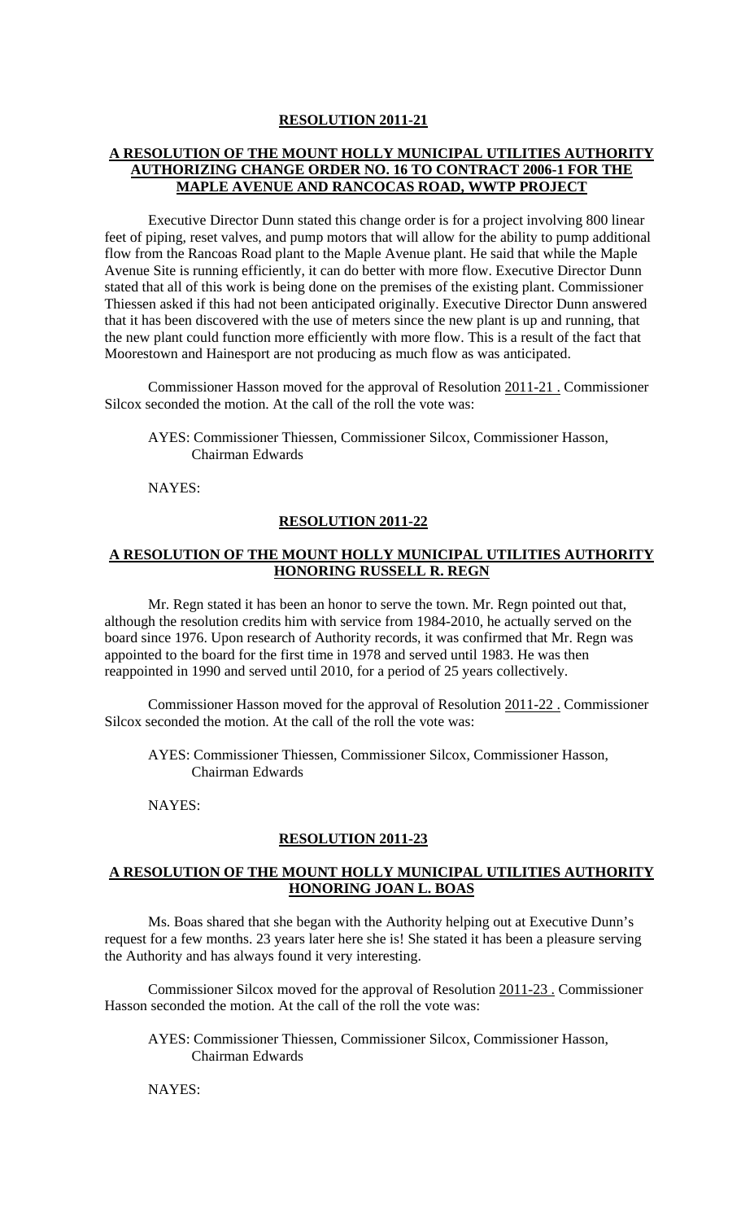## RESOLUTION 2011-21

### A RESOLUTION OF THE MOUNT HOLLY MUNICIPAL UTILITIES AUTHORITY AUTHORIZING CHANGE ORDER NO. 16 TO CONTRACT 2006-1 FOR THE MAPLE AVENUE AND RANCOCAS ROAD, WWTP PROJECT

Executive Director Dunn stated this change order is for a project involving 800 linear feet of piping, reset valves, and pump motors that will allow for the ability to pump additional flow from the Rancoas Road plant to the Maple Avenue plant. He said that while the Maple Avenue Site is running efficiently, it can do better with more flow. Executive Director Dunn stated that all of this work is being done on the premises of the existing plant. Commissioner Thiessen asked if this had not been anticipated originally. Executive Director Dunn answered that it has been discovered with the use of meters since the new plant is up and running, that the new plant could function more efficiently with more flow. This is a result of the fact that Moorestown and Hainesport are not producing as much flow as was anticipated.

Commissioner Hasson moved for the approval of Resolution 2011-21 . Commissioner Silcox seconded the motion. At the call of the roll the vote was:

AYES: Commissioner Thiessen, Commissioner Silcox, Commissioner Hasson, Chairman Edwards

NAYES:

## RESOLUTION 2011-22

### A RESOLUTION OF THE MOUNT HOLLY MUNICIPAL UTILITIES AUTHORITY HONORING RUSSELL R. REGN

Mr. Regn stated it has been an honor to serve the town. Mr. Regn pointed out that, although the resolution credits him with service from 1984-2010, he actually served on the board since 1976. Upon research of Authority records, it was confirmed that Mr. Regn was appointed to the board for the first time in 1978 and served until 1983. He was then reappointed in 1990 and served until 2010, for a period of 25 years collectively.

Commissioner Hasson moved for the approval of Resolution 2011-22 . Commissioner Silcox seconded the motion. At the call of the roll the vote was:

AYES: Commissioner Thiessen, Commissioner Silcox, Commissioner Hasson, Chairman Edwards

NAYES:

## RESOLUTION 2011-23

### A RESOLUTION OF THE MOUNT HOLLY MUNICIPAL UTILITIES AUTHORITY HONORING JOAN L. BOAS

Ms. Boas shared that she began with the Authority helping out at Executive Dunn's request for a few months. 23 years later here she is! She stated it has been a pleasure serving the Authority and has always found it very interesting.

Commissioner Silcox moved for the approval of Resolution 2011-23 . Commissioner Hasson seconded the motion. At the call of the roll the vote was:

AYES: Commissioner Thiessen, Commissioner Silcox, Commissioner Hasson, Chairman Edwards

NAYES: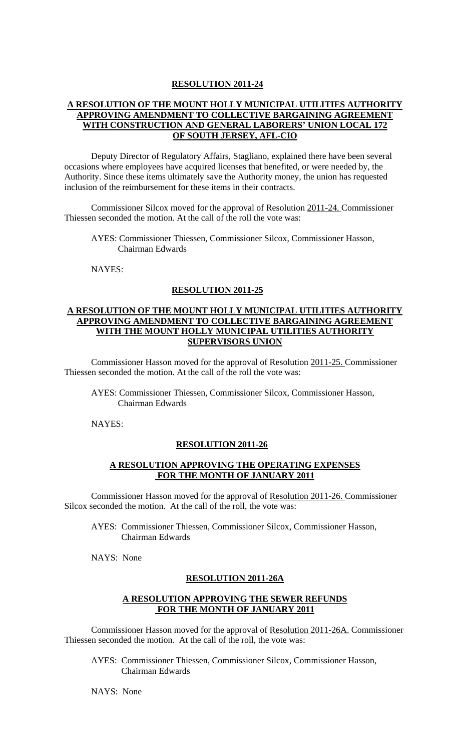**RESOLUTION 2011-24**

**A RESOLUTION OF THE MOUNT HOLLY MUNICIPAL UTILITIES AUTHORITY APPROVING AMENDMENT TO COLLECTIVE BARGAINING AGREEMENT WITH CONSTRUCTION AND GENERAL LABORERS' UNION LOCAL 172 OF SOUTH JERSEY, AFL-CIO**

Deputy Director of Regulatory Affairs, Stagliano, explained there have been several occasions where employees have acquired licenses that benefited, or were needed by, the Authority. Since these items ultimately save the Authority money, the union has requested inclusion of the reimbursement for these items in their contracts.

Commissioner Silcox moved for the approval of Resolution 2011-24. Commissioner Thiessen seconded the motion. At the call of the roll the vote was:

AYES: Commissioner Thiessen, Commissioner Silcox, Commissioner Hasson, Chairman Edwards

NAYES:

**RESOLUTION 2011-25**

**A RESOLUTION OF THE MOUNT HOLLY MUNICIPAL UTILITIES AUTHORITY APPROVING AMENDMENT TO COLLECTIVE BARGAINING AGREEMENT WITH THE MOUNT HOLLY MUNICIPAL UTILITIES AUTHORITY SUPERVISORS UNION**

Commissioner Hasson moved for the approval of Resolution 2011-25. Commissioner Thiessen seconded the motion. At the call of the roll the vote was:

AYES: Commissioner Thiessen, Commissioner Silcox, Commissioner Hasson, Chairman Edwards

NAYES:

**RESOLUTION 2011-26**

**A RESOLUTION APPROVING THE OPERATING EXPENSES FOR THE MONTH OF JANUARY 2011**

Commissioner Hasson moved for the approval of Resolution 2011-26. Commissioner Silcox seconded the motion. At the call of the roll, the vote was:

AYES: Commissioner Thiessen, Commissioner Silcox, Commissioner Hasson, Chairman Edwards

NAYS: None

**RESOLUTION 2011-26A**

**A RESOLUTION APPROVING THE SEWER REFUNDS FOR THE MONTH OF JANUARY 2011**

Commissioner Hasson moved for the approval of Resolution 2011-26A. Commissioner Thiessen seconded the motion. At the call of the roll, the vote was:

AYES: Commissioner Thiessen, Commissioner Silcox, Commissioner Hasson, Chairman Edwards

NAYS: None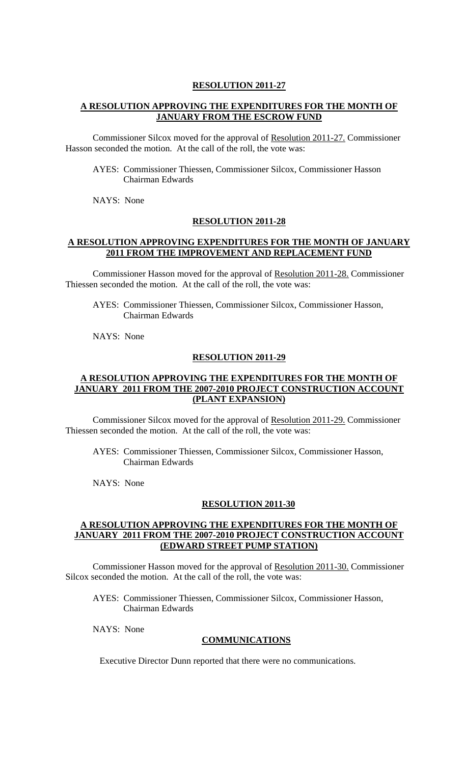**RESOLUTION 2011-27**

**A RESOLUTION APPROVING THE EXPENDITURES FOR THE MONTH OF JANUARY FROM THE ESCROW FUND**

Commissioner Silcox moved for the approval of Resolution 2011-27. Commissioner Hasson seconded the motion. At the call of the roll, the vote was:

AYES: Commissioner Thiessen, Commissioner Silcox, Commissioner Hasson Chairman Edwards

NAYS: None

**RESOLUTION 2011-28**

**A RESOLUTION APPROVING EXPENDITURES FOR THE MONTH OF JANUARY 2011 FROM THE IMPROVEMENT AND REPLACEMENT FUND**

Commissioner Hasson moved for the approval of Resolution 2011-28. Commissioner Thiessen seconded the motion. At the call of the roll, the vote was:

AYES: Commissioner Thiessen, Commissioner Silcox, Commissioner Hasson, Chairman Edwards

NAYS: None

**RESOLUTION 2011-29**

**A RESOLUTION APPROVING THE EXPENDITURES FOR THE MONTH OF JANUARY 2011 FROM THE 2007-2010 PROJECT CONSTRUCTION ACCOUNT (PLANT EXPANSION)**

Commissioner Silcox moved for the approval of Resolution 2011-29. Commissioner Thiessen seconded the motion. At the call of the roll, the vote was:

AYES: Commissioner Thiessen, Commissioner Silcox, Commissioner Hasson, Chairman Edwards

NAYS: None

**RESOLUTION 2011-30**

**A RESOLUTION APPROVING THE EXPENDITURES FOR THE MONTH OF JANUARY 2011 FROM THE 2007-2010 PROJECT CONSTRUCTION ACCOUNT (EDWARD STREET PUMP STATION)**

Commissioner Hasson moved for the approval of Resolution 2011-30. Commissioner Silcox seconded the motion. At the call of the roll, the vote was:

AYES: Commissioner Thiessen, Commissioner Silcox, Commissioner Hasson, Chairman Edwards

NAYS: None

**COMMUNICATIONS**

Executive Director Dunn reported that there were no communications.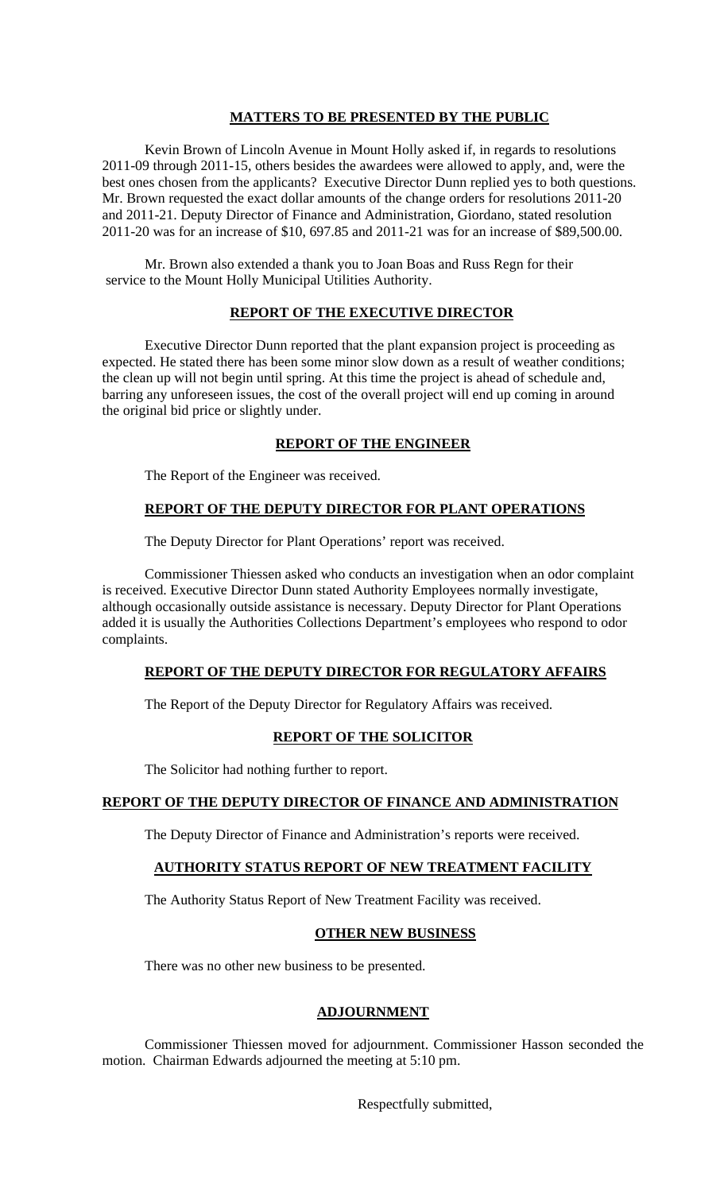## MATTERS TO BE PRESENTED BY THE PUBLIC

Kevin Brown of Lincoln Avenue in Mount Holly asked if, in regards to resolutions 2011-09 through 2011-15, others besides the awardees were allowed to apply, and, were the best ones chosen from the applicants? Executive Director Dunn replied yes to both questions. Mr. Brown requested the exact dollar amounts of the change orders for resolutions 2011-20 and 2011-21. Deputy Director of Finance and Administration, Giordano, stated resolution 2011-20 was for an increase of $10, 697.85 and 2011-21 was for an increase of $89,500.00.

Mr. Brown also extended a thank you to Joan Boas and Russ Regn for their service to the Mount Holly Municipal Utilities Authority.

## REPORT OF THE EXECUTIVE DIRECTOR

Executive Director Dunn reported that the plant expansion project is proceeding as expected. He stated there has been some minor slow down as a result of weather conditions; the clean up will not begin until spring. At this time the project is ahead of schedule and, barring any unforeseen issues, the cost of the overall project will end up coming in around the original bid price or slightly under.

## REPORT OF THE ENGINEER

The Report of the Engineer was received.

## REPORT OF THE DEPUTY DIRECTOR FOR PLANT OPERATIONS

The Deputy Director for Plant Operations' report was received.

Commissioner Thiessen asked who conducts an investigation when an odor complaint is received. Executive Director Dunn stated Authority Employees normally investigate, although occasionally outside assistance is necessary. Deputy Director for Plant Operations added it is usually the Authorities Collections Department's employees who respond to odor complaints.

## REPORT OF THE DEPUTY DIRECTOR FOR REGULATORY AFFAIRS

The Report of the Deputy Director for Regulatory Affairs was received.

## REPORT OF THE SOLICITOR

The Solicitor had nothing further to report.

## REPORT OF THE DEPUTY DIRECTOR OF FINANCE AND ADMINISTRATION

The Deputy Director of Finance and Administration's reports were received.

## AUTHORITY STATUS REPORT OF NEW TREATMENT FACILITY

The Authority Status Report of New Treatment Facility was received.

## OTHER NEW BUSINESS

There was no other new business to be presented.

## ADJOURNMENT

Commissioner Thiessen moved for adjournment. Commissioner Hasson seconded the motion. Chairman Edwards adjourned the meeting at 5:10 pm.

Respectfully submitted,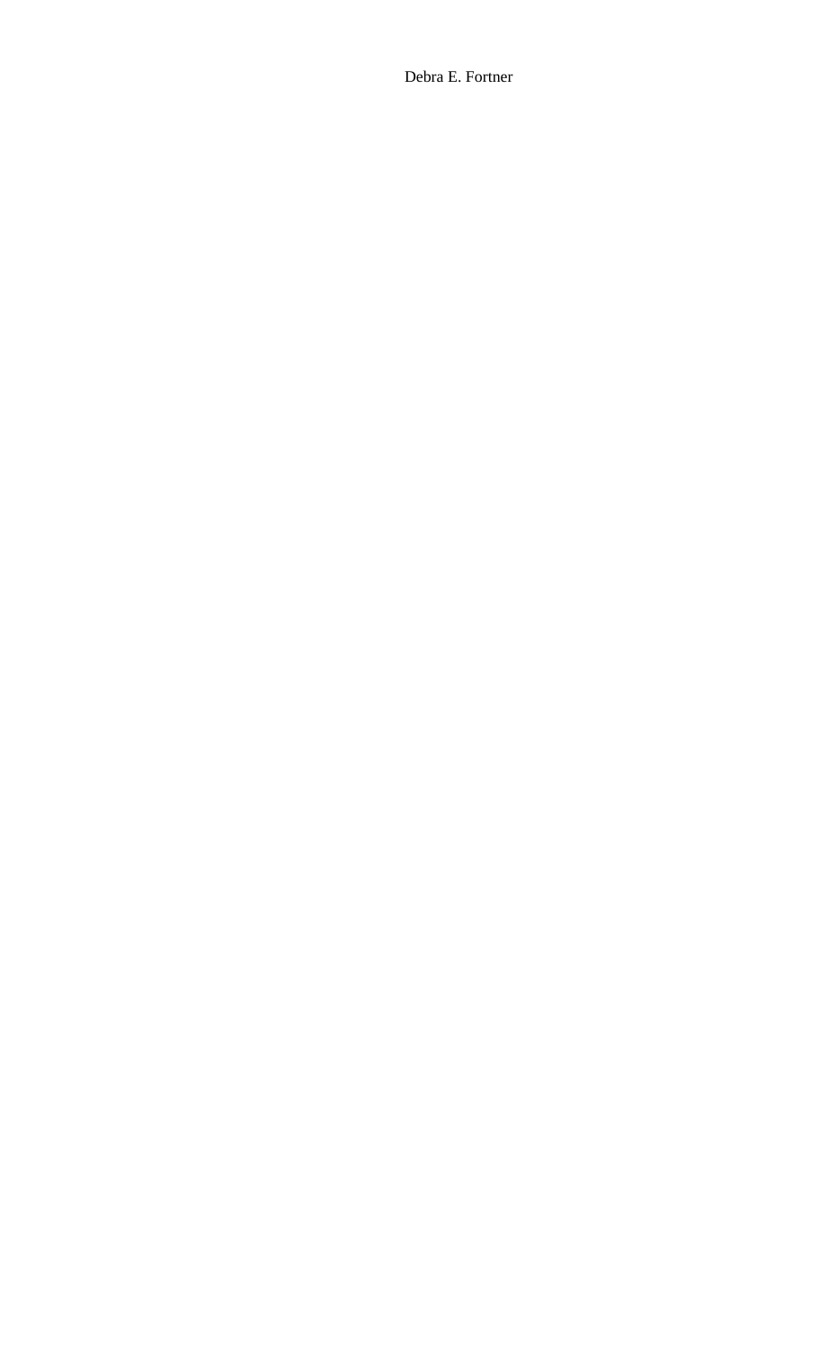Debra E. Fortner